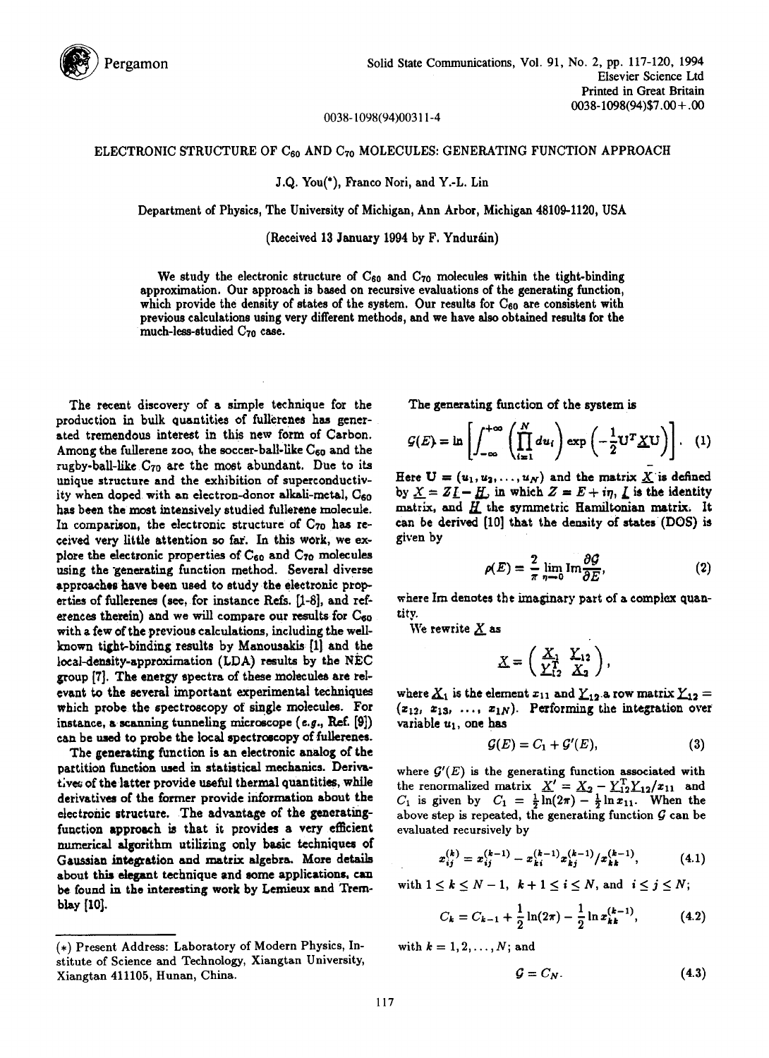ELECTRONIC STRUCTURE OF $C_{60}$ AND $C_{70}$ MOLECULES: GENERATING FUNCTION APPROACH

J.Q. You(*), Franco Nori, and Y.-L. Lin

Department of Physics, The University of Michigan, Ann Arbor, Michigan 48109-1120, USA

(Received 13 January 1994 by F. Ynduráin)

We study the electronic structure of $C_{60}$ and $C_{70}$ molecules within the tight-binding approximation. Our approach is based on recursive evaluations of the generating function, which provide the density of states of the system. Our results for $C_{60}$ are consistent with previous calculations using very different methods, and we have also obtained results for the much-less-studied $C_{70}$ case.

The recent discovery of a simple technique for the production in bulk quantities of fullerenes has generated tremendous interest in this new form of Carbon. Among the fullerene zoo, the soccer-ball-like $C_{60}$ and the rugby-ball-like $C_{70}$ are the most abundant. Due to its unique structure and the exhibition of superconductivity when doped with an electron-donor alkali-metal, $C_{60}$ has been the most intensively studied fullerene molecule. In comparison, the electronic structure of $C_{70}$ has received very little attention so far. In this work, we explore the electronic properties of $C_{60}$ and $C_{70}$ molecules using the generating function method. Several diverse approaches have been used to study the electronic properties of fullerenes (see, for instance Refs. [1-8], and references therein) and we will compare our results for $C_{60}$ with a few of the previous calculations, including the well-known tight-binding results by Manousakis [1] and the local-density-approximation (LDA) results by the NEC group [7]. The energy spectra of these molecules are relevant to the several important experimental techniques which probe the spectroscopy of single molecules. For instance, a scanning tunneling microscope (*e.g.*, Ref. [9]) can be used to probe the local spectroscopy of fullerenes.

The generating function is an electronic analog of the partition function used in statistical mechanics. Derivatives of the latter provide useful thermal quantities, while derivatives of the former provide information about the electronic structure. The advantage of the generating-function approach is that it provides a very efficient numerical algorithm utilizing only basic techniques of Gaussian integration and matrix algebra. More details about this elegant technique and some applications, can be found in the interesting work by Lemieux and Tremblay [10].

(*) Present Address: Laboratory of Modern Physics, Institute of Science and Technology, Xiangtan University, Xiangtan 411105, Hunan, China.

The generating function of the system is

$$\mathcal{G}(E) = \ln\left[\int_{-\infty}^{+\infty}\left(\prod_{i=1}^{N} du_i\right)\exp\left(-\frac{1}{2}\mathbf{U}^T\underline{X}\mathbf{U}\right)\right]. \quad (1)$$

Here $\mathbf{U} = (u_1, u_2, \ldots, u_N)$ and the matrix $\underline{X}$ is defined by $\underline{X} = Z\underline{I} - \underline{H}$, in which $Z = E + i\eta$, $\underline{I}$ is the identity matrix, and $\underline{H}$ the symmetric Hamiltonian matrix. It can be derived [10] that the density of states (DOS) is given by

$$\rho(E) = \frac{2}{\pi}\lim_{\eta\to 0}\text{Im}\frac{\partial\mathcal{G}}{\partial E}, \quad (2)$$

where Im denotes the imaginary part of a complex quantity.

We rewrite $\underline{X}$ as

$$\underline{X} = \begin{pmatrix} \underline{X}_1 & \underline{Y}_{12} \\ \underline{Y}_{12}^T & \underline{X}_2 \end{pmatrix},$$

where $\underline{X}_1$ is the element $x_{11}$ and $\underline{Y}_{12}$ a row matrix $\underline{Y}_{12} = (x_{12}, x_{13}, \ldots, x_{1N})$. Performing the integration over variable $u_1$, one has

$$\mathcal{G}(E) = C_1 + \mathcal{G}'(E), \quad (3)$$

where $\mathcal{G}'(E)$ is the generating function associated with the renormalized matrix $\underline{X}' = \underline{X}_2 - \underline{Y}_{12}^T\underline{Y}_{12}/x_{11}$ and $C_1$ is given by $C_1 = \frac{1}{2}\ln(2\pi) - \frac{1}{2}\ln x_{11}$. When the above step is repeated, the generating function $\mathcal{G}$ can be evaluated recursively by

$$x_{ij}^{(k)} = x_{ij}^{(k-1)} - x_{ki}^{(k-1)}x_{kj}^{(k-1)}/x_{kk}^{(k-1)}, \quad (4.1)$$

with $1 \le k \le N-1$, $k+1 \le i \le N$, and $i \le j \le N$;

$$C_k = C_{k-1} + \frac{1}{2}\ln(2\pi) - \frac{1}{2}\ln x_{kk}^{(k-1)}, \quad (4.2)$$

with $k = 1, 2, \ldots, N$; and

$$\mathcal{G} = C_N. \quad (4.3)$$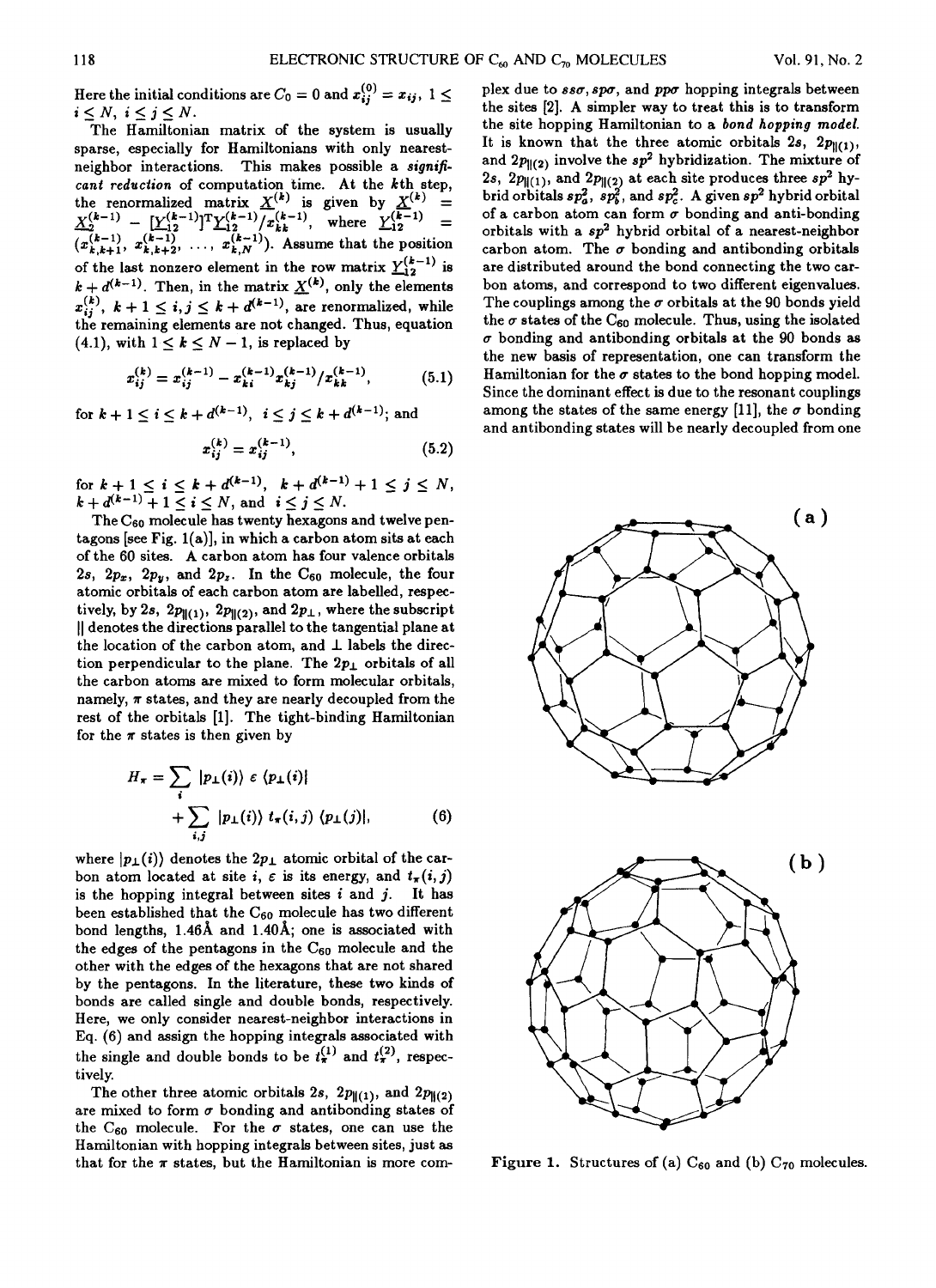Here the initial conditions are $C_0 = 0$ and $x_{ij}^{(0)} = x_{ij}$, $1 \le i \le N$, $i \le j \le N$.

The Hamiltonian matrix of the system is usually sparse, especially for Hamiltonians with only nearest-neighbor interactions. This makes possible a *significant reduction* of computation time. At the $k$th step, the renormalized matrix $\underline{X}^{(k)}$ is given by $\underline{X}^{(k)} = \underline{X}_2^{(k-1)} - [\underline{Y}_{12}^{(k-1)}]^{\mathrm{T}} \underline{Y}_{12}^{(k-1)} / x_{kk}^{(k-1)}$, where $\underline{Y}_{12}^{(k-1)} = (x_{k,k+1}^{(k-1)}, x_{k,k+2}^{(k-1)}, \ldots, x_{k,N}^{(k-1)})$. Assume that the position of the last nonzero element in the row matrix $\underline{Y}_{12}^{(k-1)}$ is $k + d^{(k-1)}$. Then, in the matrix $\underline{X}^{(k)}$, only the elements $x_{ij}^{(k)}$, $k+1 \le i, j \le k + d^{(k-1)}$, are renormalized, while the remaining elements are not changed. Thus, equation (4.1), with $1 \le k \le N-1$, is replaced by

$$x_{ij}^{(k)} = x_{ij}^{(k-1)} - x_{ki}^{(k-1)} x_{kj}^{(k-1)} / x_{kk}^{(k-1)}, \tag{5.1}$$

for $k+1 \le i \le k + d^{(k-1)}$, $i \le j \le k + d^{(k-1)}$; and

$$x_{ij}^{(k)} = x_{ij}^{(k-1)}, \tag{5.2}$$

for $k+1 \le i \le k + d^{(k-1)}$, $k + d^{(k-1)} + 1 \le j \le N$, $k + d^{(k-1)} + 1 \le i \le N$, and $i \le j \le N$.

The $C_{60}$ molecule has twenty hexagons and twelve pentagons [see Fig. 1(a)], in which a carbon atom sits at each of the 60 sites. A carbon atom has four valence orbitals $2s$, $2p_x$, $2p_y$, and $2p_z$. In the $C_{60}$ molecule, the four atomic orbitals of each carbon atom are labelled, respectively, by $2s$, $2p_{\|(1)}$, $2p_{\|(2)}$, and $2p_{\perp}$, where the subscript $\|$ denotes the directions parallel to the tangential plane at the location of the carbon atom, and $\perp$ labels the direction perpendicular to the plane. The $2p_{\perp}$ orbitals of all the carbon atoms are mixed to form molecular orbitals, namely, $\pi$ states, and they are nearly decoupled from the rest of the orbitals [1]. The tight-binding Hamiltonian for the $\pi$ states is then given by

$$H_\pi = \sum_i |p_\perp(i)\rangle \, \varepsilon \, \langle p_\perp(i)| + \sum_{i,j} |p_\perp(i)\rangle \, t_\pi(i,j) \, \langle p_\perp(j)|, \tag{6}$$

where $|p_\perp(i)\rangle$ denotes the $2p_\perp$ atomic orbital of the carbon atom located at site $i$, $\varepsilon$ is its energy, and $t_\pi(i,j)$ is the hopping integral between sites $i$ and $j$. It has been established that the $C_{60}$ molecule has two different bond lengths, 1.46Å and 1.40Å; one is associated with the edges of the pentagons in the $C_{60}$ molecule and the other with the edges of the hexagons that are not shared by the pentagons. In the literature, these two kinds of bonds are called single and double bonds, respectively. Here, we only consider nearest-neighbor interactions in Eq. (6) and assign the hopping integrals associated with the single and double bonds to be $t_\pi^{(1)}$ and $t_\pi^{(2)}$, respectively.

The other three atomic orbitals $2s$, $2p_{\|(1)}$, and $2p_{\|(2)}$ are mixed to form $\sigma$ bonding and antibonding states of the $C_{60}$ molecule. For the $\sigma$ states, one can use the Hamiltonian with hopping integrals between sites, just as that for the $\pi$ states, but the Hamiltonian is more complex due to $ss\sigma$, $sp\sigma$, and $pp\sigma$ hopping integrals between the sites [2]. A simpler way to treat this is to transform the site hopping Hamiltonian to a *bond hopping model*. It is known that the three atomic orbitals $2s$, $2p_{\|(1)}$, and $2p_{\|(2)}$ involve the $sp^2$ hybridization. The mixture of $2s$, $2p_{\|(1)}$, and $2p_{\|(2)}$ at each site produces three $sp^2$ hybrid orbitals $sp_a^2$, $sp_b^2$, and $sp_c^2$. A given $sp^2$ hybrid orbital of a carbon atom can form $\sigma$ bonding and anti-bonding orbitals with a $sp^2$ hybrid orbital of a nearest-neighbor carbon atom. The $\sigma$ bonding and antibonding orbitals are distributed around the bond connecting the two carbon atoms, and correspond to two different eigenvalues. The couplings among the $\sigma$ orbitals at the 90 bonds yield the $\sigma$ states of the $C_{60}$ molecule. Thus, using the isolated $\sigma$ bonding and antibonding orbitals at the 90 bonds as the new basis of representation, one can transform the Hamiltonian for the $\sigma$ states to the bond hopping model. Since the dominant effect is due to the resonant couplings among the states of the same energy [11], the $\sigma$ bonding and antibonding states will be nearly decoupled from one

Figure 1. Structures of (a) $C_{60}$ and (b) $C_{70}$ molecules.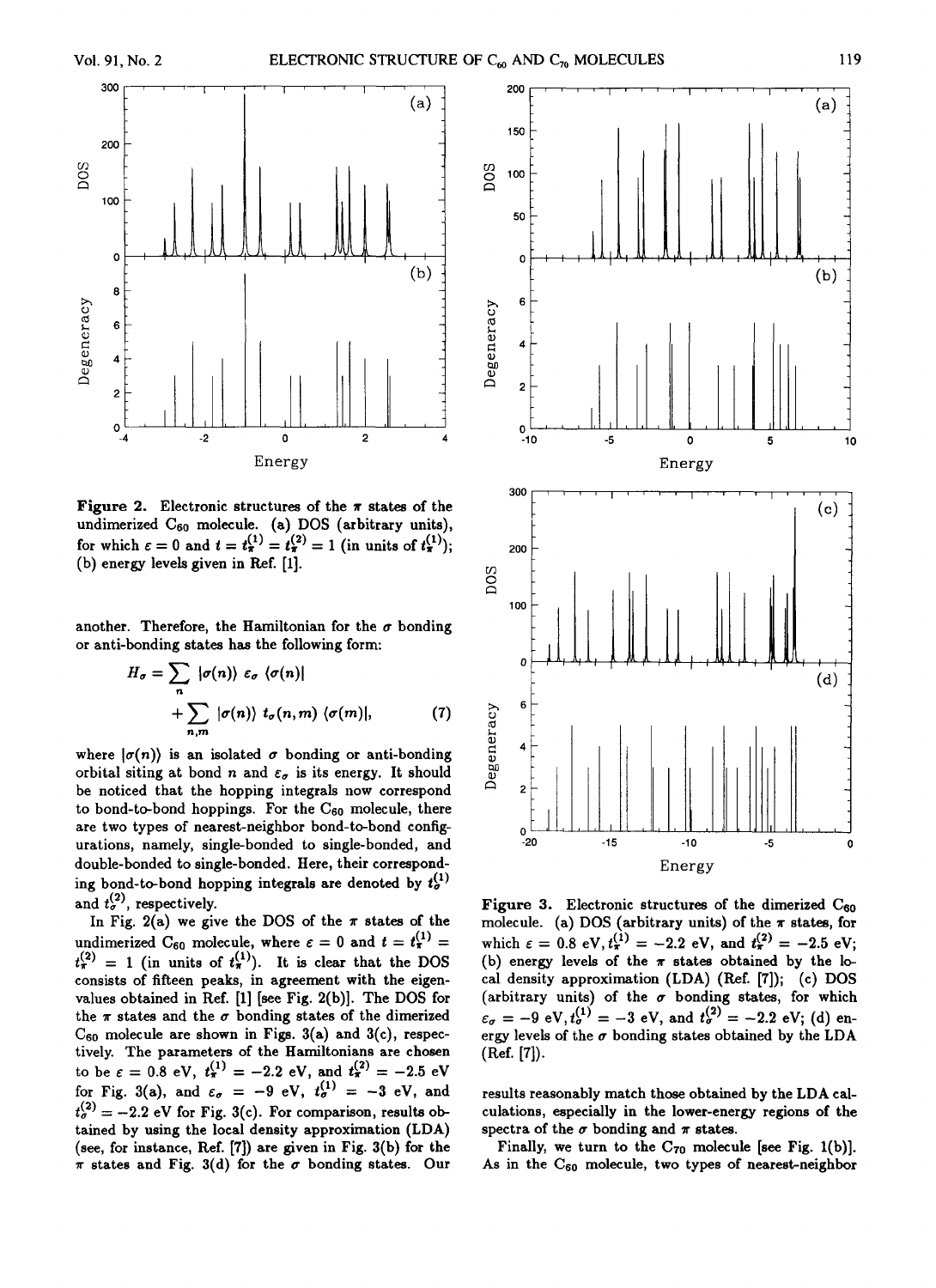Figure 2. Electronic structures of the $\pi$ states of the undimerized $C_{60}$ molecule. (a) DOS (arbitrary units), for which $\varepsilon = 0$ and $t = t_\pi^{(1)} = t_\pi^{(2)} = 1$ (in units of $t_\pi^{(1)}$); (b) energy levels given in Ref. [1].

another. Therefore, the Hamiltonian for the $\sigma$ bonding or anti-bonding states has the following form:

$$H_\sigma = \sum_n |\sigma(n)\rangle\, \varepsilon_\sigma\, \langle\sigma(n)| + \sum_{n,m} |\sigma(n)\rangle\, t_\sigma(n,m)\, \langle\sigma(m)|, \quad (7)$$

where $|\sigma(n)\rangle$ is an isolated $\sigma$ bonding or anti-bonding orbital siting at bond $n$ and $\varepsilon_\sigma$ is its energy. It should be noticed that the hopping integrals now correspond to bond-to-bond hoppings. For the $C_{60}$ molecule, there are two types of nearest-neighbor bond-to-bond configurations, namely, single-bonded to single-bonded, and double-bonded to single-bonded. Here, their corresponding bond-to-bond hopping integrals are denoted by $t_\sigma^{(1)}$ and $t_\sigma^{(2)}$, respectively.

In Fig. 2(a) we give the DOS of the $\pi$ states of the undimerized $C_{60}$ molecule, where $\varepsilon = 0$ and $t = t_\pi^{(1)} = t_\pi^{(2)} = 1$ (in units of $t_\pi^{(1)}$). It is clear that the DOS consists of fifteen peaks, in agreement with the eigenvalues obtained in Ref. [1] [see Fig. 2(b)]. The DOS for the $\pi$ states and the $\sigma$ bonding states of the dimerized $C_{60}$ molecule are shown in Figs. 3(a) and 3(c), respectively. The parameters of the Hamiltonians are chosen to be $\varepsilon = 0.8$ eV, $t_\pi^{(1)} = -2.2$ eV, and $t_\pi^{(2)} = -2.5$ eV for Fig. 3(a), and $\varepsilon_\sigma = -9$ eV, $t_\sigma^{(1)} = -3$ eV, and $t_\sigma^{(2)} = -2.2$ eV for Fig. 3(c). For comparison, results obtained by using the local density approximation (LDA) (see, for instance, Ref. [7]) are given in Fig. 3(b) for the $\pi$ states and Fig. 3(d) for the $\sigma$ bonding states. Our results reasonably match those obtained by the LDA calculations, especially in the lower-energy regions of the spectra of the $\sigma$ bonding and $\pi$ states.

Figure 3. Electronic structures of the dimerized $C_{60}$ molecule. (a) DOS (arbitrary units) of the $\pi$ states, for which $\varepsilon = 0.8$ eV, $t_\pi^{(1)} = -2.2$ eV, and $t_\pi^{(2)} = -2.5$ eV; (b) energy levels of the $\pi$ states obtained by the local density approximation (LDA) (Ref. [7]); (c) DOS (arbitrary units) of the $\sigma$ bonding states, for which $\varepsilon_\sigma = -9$ eV, $t_\sigma^{(1)} = -3$ eV, and $t_\sigma^{(2)} = -2.2$ eV; (d) energy levels of the $\sigma$ bonding states obtained by the LDA (Ref. [7]).

Finally, we turn to the $C_{70}$ molecule [see Fig. 1(b)]. As in the $C_{60}$ molecule, two types of nearest-neighbor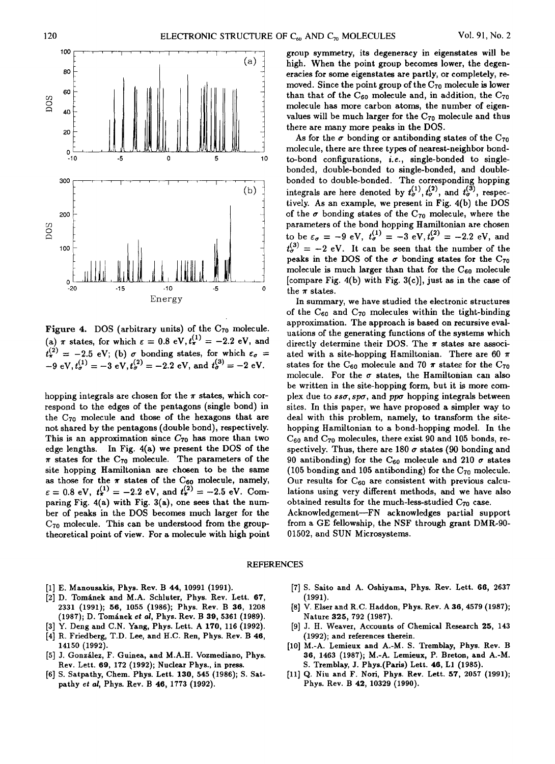(a)

DOS

100
80
60
40
20
0

-10 -5 0 5 10

(b)

DOS

300
200
100
0

-20 -15 -10 -5 0

Energy

**Figure 4.** DOS (arbitrary units) of the $C_{70}$ molecule. (a) $\pi$ states, for which $\varepsilon = 0.8$ eV, $t_\pi^{(1)} = -2.2$ eV, and $t_\pi^{(2)} = -2.5$ eV; (b) $\sigma$ bonding states, for which $\varepsilon_\sigma = -9$ eV, $t_\sigma^{(1)} = -3$ eV, $t_\sigma^{(2)} = -2.2$ eV, and $t_\sigma^{(3)} = -2$ eV.

hopping integrals are chosen for the $\pi$ states, which correspond to the edges of the pentagons (single bond) in the $C_{70}$ molecule and those of the hexagons that are not shared by the pentagons (double bond), respectively. This is an approximation since $C_{70}$ has more than two edge lengths. In Fig. 4(a) we present the DOS of the $\pi$ states for the $C_{70}$ molecule. The parameters of the site hopping Hamiltonian are chosen to be the same as those for the $\pi$ states of the $C_{60}$ molecule, namely, $\varepsilon = 0.8$ eV, $t_\pi^{(1)} = -2.2$ eV, and $t_\pi^{(2)} = -2.5$ eV. Comparing Fig. 4(a) with Fig. 3(a), one sees that the number of peaks in the DOS becomes much larger for the $C_{70}$ molecule. This can be understood from the group-theoretical point of view. For a molecule with high point group symmetry, its degeneracy in eigenstates will be high. When the point group becomes lower, the degeneracies for some eigenstates are partly, or completely, removed. Since the point group of the $C_{70}$ molecule is lower than that of the $C_{60}$ molecule and, in addition, the $C_{70}$ molecule has more carbon atoms, the number of eigenvalues will be much larger for the $C_{70}$ molecule and thus there are many more peaks in the DOS.

As for the $\sigma$ bonding or antibonding states of the $C_{70}$ molecule, there are three types of nearest-neighbor bond-to-bond configurations, *i.e.*, single-bonded to single-bonded, double-bonded to single-bonded, and double-bonded to double-bonded. The corresponding hopping integrals are here denoted by $t_\sigma^{(1)}, t_\sigma^{(2)}$, and $t_\sigma^{(3)}$, respectively. As an example, we present in Fig. 4(b) the DOS of the $\sigma$ bonding states of the $C_{70}$ molecule, where the parameters of the bond hopping Hamiltonian are chosen to be $\varepsilon_\sigma = -9$ eV, $t_\sigma^{(1)} = -3$ eV, $t_\sigma^{(2)} = -2.2$ eV, and $t_\sigma^{(3)} = -2$ eV. It can be seen that the number of the peaks in the DOS of the $\sigma$ bonding states for the $C_{70}$ molecule is much larger than that for the $C_{60}$ molecule [compare Fig. 4(b) with Fig. 3(c)], just as in the case of the $\pi$ states.

In summary, we have studied the electronic structures of the $C_{60}$ and $C_{70}$ molecules within the tight-binding approximation. The approach is based on recursive evaluations of the generating functions of the systems which directly determine their DOS. The $\pi$ states are associated with a site-hopping Hamiltonian. There are 60 $\pi$ states for the $C_{60}$ molecule and 70 $\pi$ states for the $C_{70}$ molecule. For the $\sigma$ states, the Hamiltonian can also be written in the site-hopping form, but it is more complex due to $ss\sigma$, $sp\sigma$, and $pp\sigma$ hopping integrals between sites. In this paper, we have proposed a simpler way to deal with this problem, namely, to transform the site-hopping Hamiltonian to a bond-hopping model. In the $C_{60}$ and $C_{70}$ molecules, there exist 90 and 105 bonds, respectively. Thus, there are 180 $\sigma$ states (90 bonding and 90 antibonding) for the $C_{60}$ molecule and 210 $\sigma$ states (105 bonding and 105 antibonding) for the $C_{70}$ molecule. Our results for $C_{60}$ are consistent with previous calculations using very different methods, and we have also obtained results for the much-less-studied $C_{70}$ case.

Acknowledgement—FN acknowledges partial support from a GE fellowship, the NSF through grant DMR-90-01502, and SUN Microsystems.

## REFERENCES

[1] E. Manousakis, Phys. Rev. B **44**, 10991 (1991).

[2] D. Tománek and M.A. Schluter, Phys. Rev. Lett. **67**, 2331 (1991); **56**, 1055 (1986); Phys. Rev. B **36**, 1208 (1987); D. Tománek *et al*, Phys. Rev. B **39**, 5361 (1989).

[3] Y. Deng and C.N. Yang, Phys. Lett. A **170**, 116 (1992).

[4] R. Friedberg, T.D. Lee, and H.C. Ren, Phys. Rev. B **46**, 14150 (1992).

[5] J. González, F. Guinea, and M.A.H. Vozmediano, Phys. Rev. Lett. **69**, 172 (1992); Nuclear Phys., in press.

[6] S. Satpathy, Chem. Phys. Lett. **130**, 545 (1986); S. Satpathy *et al*, Phys. Rev. B **46**, 1773 (1992).

[7] S. Saito and A. Oshiyama, Phys. Rev. Lett. **66**, 2637 (1991).

[8] V. Elser and R.C. Haddon, Phys. Rev. A **36**, 4579 (1987); Nature **325**, 792 (1987).

[9] J. H. Weaver, Accounts of Chemical Research **25**, 143 (1992); and references therein.

[10] M.-A. Lemieux and A.-M. S. Tremblay, Phys. Rev. B **36**, 1463 (1987); M.-A. Lemieux, P. Breton, and A.-M. S. Tremblay, J. Phys.(Paris) Lett. **46**, L1 (1985).

[11] Q. Niu and F. Nori, Phys. Rev. Lett. **57**, 2057 (1991); Phys. Rev. B **42**, 10329 (1990).